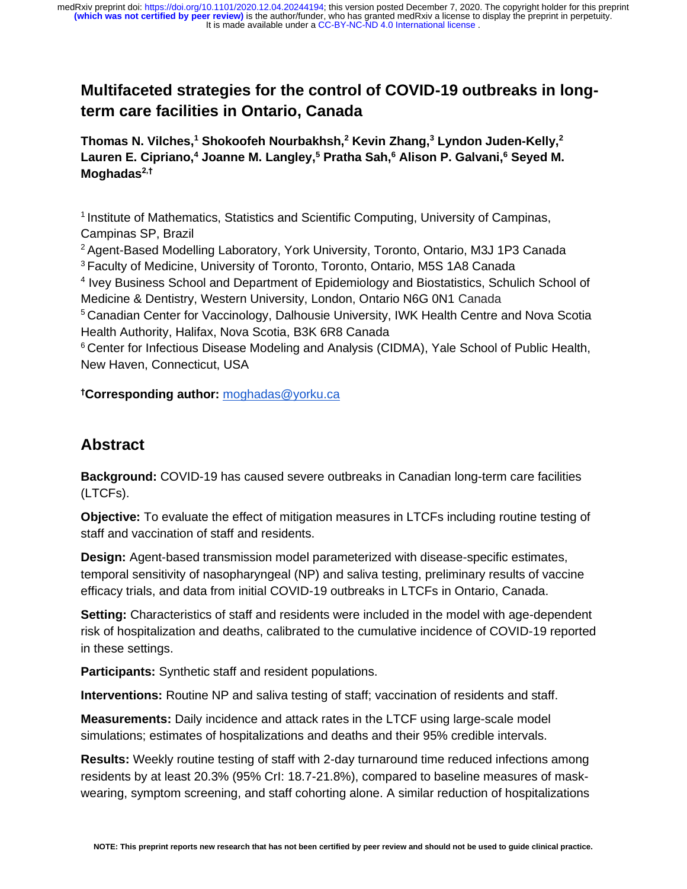# Multifaceted strategies for the control of COVID-19 outbreaks in long-term care facilities in Ontario, Canada

**Thomas N. Vilches,[1] Shokoofeh Nourbakhsh,[2] Kevin Zhang,[3] Lyndon Juden-Kelly,[2] Lauren E. Cipriano,[4] Joanne M. Langley,[5] Pratha Sah,[6] Alison P. Galvani,[6] Seyed M. Moghadas[2,†]**

[1] Institute of Mathematics, Statistics and Scientific Computing, University of Campinas, Campinas SP, Brazil

[2] Agent-Based Modelling Laboratory, York University, Toronto, Ontario, M3J 1P3 Canada

[3] Faculty of Medicine, University of Toronto, Toronto, Ontario, M5S 1A8 Canada

[4] Ivey Business School and Department of Epidemiology and Biostatistics, Schulich School of Medicine & Dentistry, Western University, London, Ontario N6G 0N1 Canada

[5] Canadian Center for Vaccinology, Dalhousie University, IWK Health Centre and Nova Scotia Health Authority, Halifax, Nova Scotia, B3K 6R8 Canada

[6] Center for Infectious Disease Modeling and Analysis (CIDMA), Yale School of Public Health, New Haven, Connecticut, USA

**[†]Corresponding author:** moghadas@yorku.ca

## Abstract

**Background:** COVID-19 has caused severe outbreaks in Canadian long-term care facilities (LTCFs).

**Objective:** To evaluate the effect of mitigation measures in LTCFs including routine testing of staff and vaccination of staff and residents.

**Design:** Agent-based transmission model parameterized with disease-specific estimates, temporal sensitivity of nasopharyngeal (NP) and saliva testing, preliminary results of vaccine efficacy trials, and data from initial COVID-19 outbreaks in LTCFs in Ontario, Canada.

**Setting:** Characteristics of staff and residents were included in the model with age-dependent risk of hospitalization and deaths, calibrated to the cumulative incidence of COVID-19 reported in these settings.

**Participants:** Synthetic staff and resident populations.

**Interventions:** Routine NP and saliva testing of staff; vaccination of residents and staff.

**Measurements:** Daily incidence and attack rates in the LTCF using large-scale model simulations; estimates of hospitalizations and deaths and their 95% credible intervals.

**Results:** Weekly routine testing of staff with 2-day turnaround time reduced infections among residents by at least 20.3% (95% CrI: 18.7-21.8%), compared to baseline measures of mask-wearing, symptom screening, and staff cohorting alone. A similar reduction of hospitalizations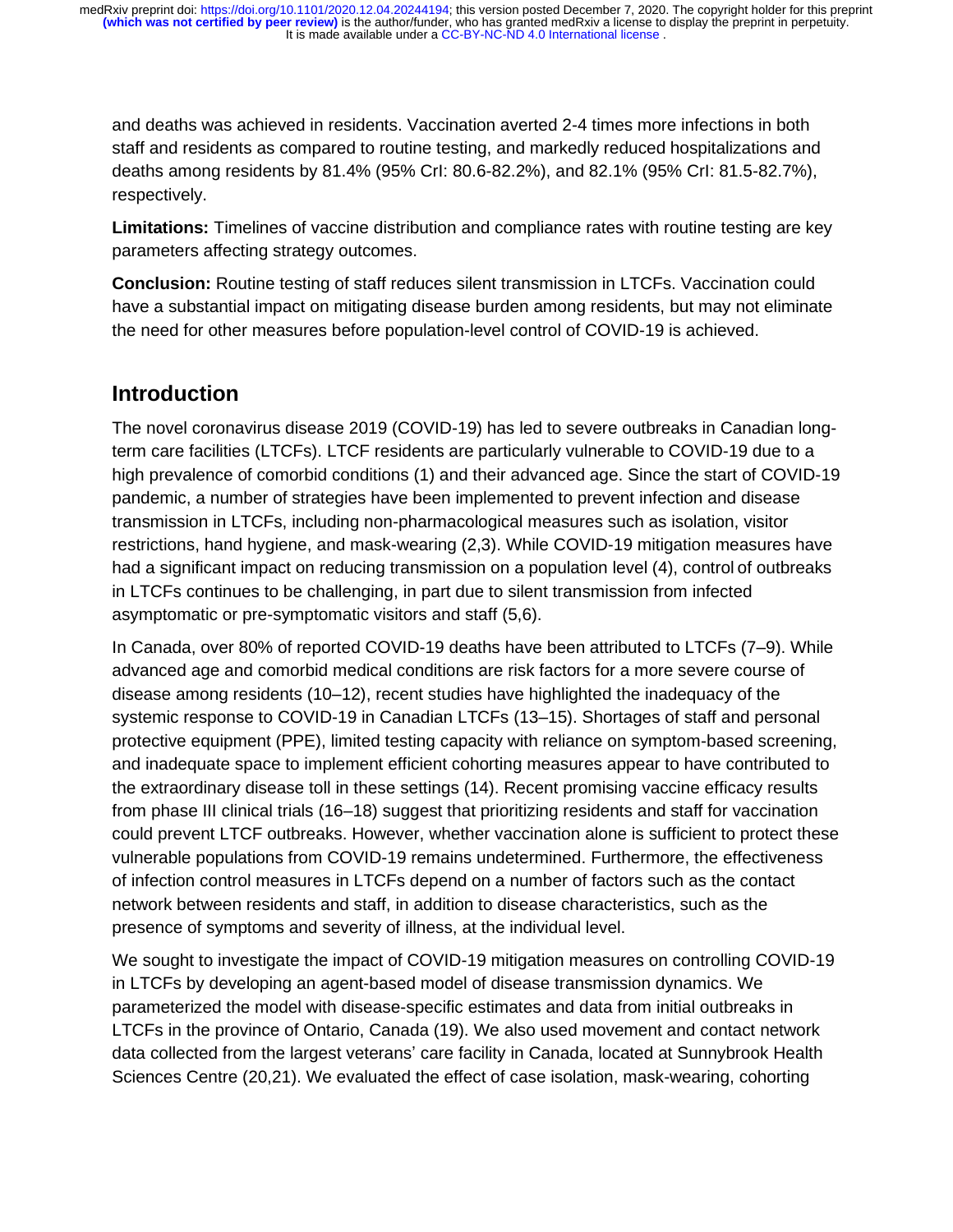and deaths was achieved in residents. Vaccination averted 2-4 times more infections in both staff and residents as compared to routine testing, and markedly reduced hospitalizations and deaths among residents by 81.4% (95% CrI: 80.6-82.2%), and 82.1% (95% CrI: 81.5-82.7%), respectively.

**Limitations:** Timelines of vaccine distribution and compliance rates with routine testing are key parameters affecting strategy outcomes.

**Conclusion:** Routine testing of staff reduces silent transmission in LTCFs. Vaccination could have a substantial impact on mitigating disease burden among residents, but may not eliminate the need for other measures before population-level control of COVID-19 is achieved.

## Introduction

The novel coronavirus disease 2019 (COVID-19) has led to severe outbreaks in Canadian long-term care facilities (LTCFs). LTCF residents are particularly vulnerable to COVID-19 due to a high prevalence of comorbid conditions (1) and their advanced age. Since the start of COVID-19 pandemic, a number of strategies have been implemented to prevent infection and disease transmission in LTCFs, including non-pharmacological measures such as isolation, visitor restrictions, hand hygiene, and mask-wearing (2,3). While COVID-19 mitigation measures have had a significant impact on reducing transmission on a population level (4), control of outbreaks in LTCFs continues to be challenging, in part due to silent transmission from infected asymptomatic or pre-symptomatic visitors and staff (5,6).

In Canada, over 80% of reported COVID-19 deaths have been attributed to LTCFs (7–9). While advanced age and comorbid medical conditions are risk factors for a more severe course of disease among residents (10–12), recent studies have highlighted the inadequacy of the systemic response to COVID-19 in Canadian LTCFs (13–15). Shortages of staff and personal protective equipment (PPE), limited testing capacity with reliance on symptom-based screening, and inadequate space to implement efficient cohorting measures appear to have contributed to the extraordinary disease toll in these settings (14). Recent promising vaccine efficacy results from phase III clinical trials (16–18) suggest that prioritizing residents and staff for vaccination could prevent LTCF outbreaks. However, whether vaccination alone is sufficient to protect these vulnerable populations from COVID-19 remains undetermined. Furthermore, the effectiveness of infection control measures in LTCFs depend on a number of factors such as the contact network between residents and staff, in addition to disease characteristics, such as the presence of symptoms and severity of illness, at the individual level.

We sought to investigate the impact of COVID-19 mitigation measures on controlling COVID-19 in LTCFs by developing an agent-based model of disease transmission dynamics. We parameterized the model with disease-specific estimates and data from initial outbreaks in LTCFs in the province of Ontario, Canada (19). We also used movement and contact network data collected from the largest veterans' care facility in Canada, located at Sunnybrook Health Sciences Centre (20,21). We evaluated the effect of case isolation, mask-wearing, cohorting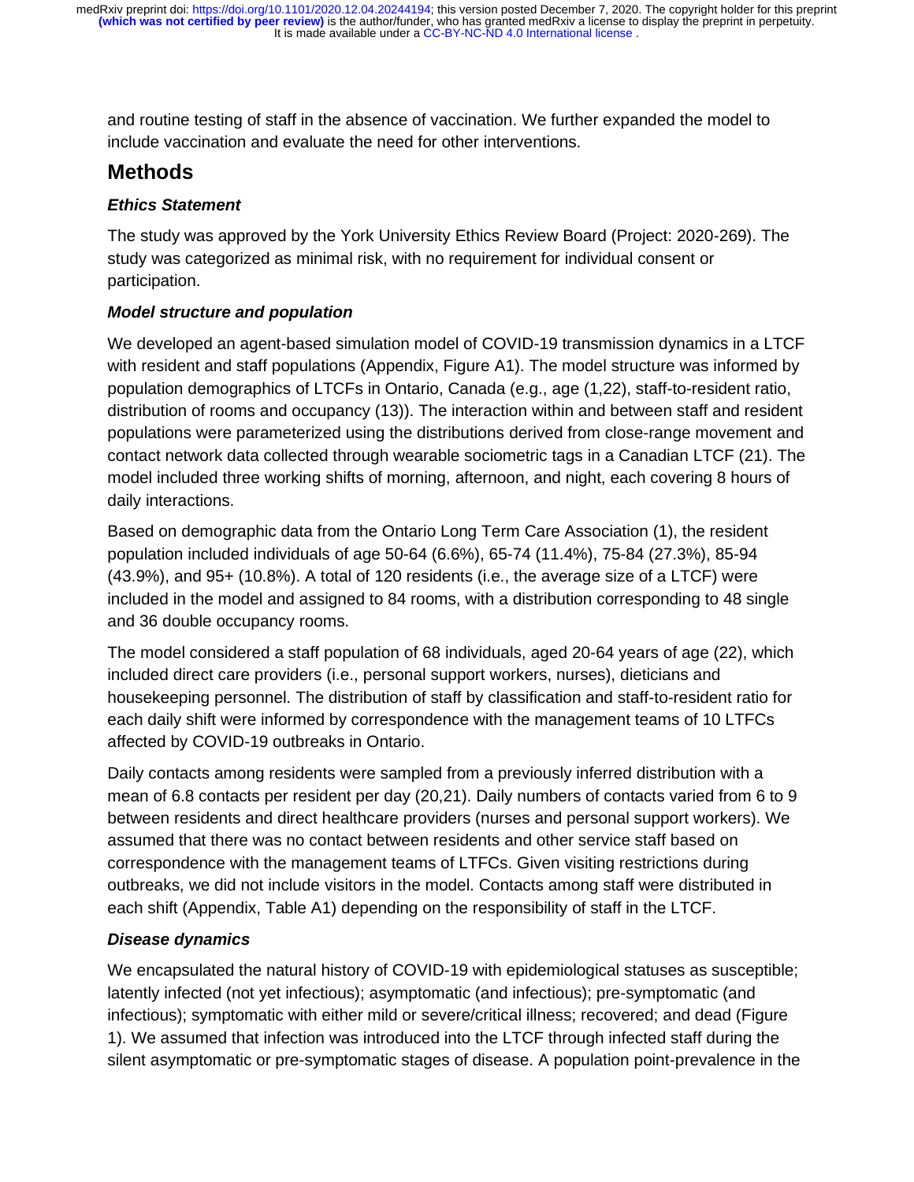and routine testing of staff in the absence of vaccination. We further expanded the model to include vaccination and evaluate the need for other interventions.

## Methods

### *Ethics Statement*

The study was approved by the York University Ethics Review Board (Project: 2020-269). The study was categorized as minimal risk, with no requirement for individual consent or participation.

### *Model structure and population*

We developed an agent-based simulation model of COVID-19 transmission dynamics in a LTCF with resident and staff populations (Appendix, Figure A1). The model structure was informed by population demographics of LTCFs in Ontario, Canada (e.g., age (1,22), staff-to-resident ratio, distribution of rooms and occupancy (13)). The interaction within and between staff and resident populations were parameterized using the distributions derived from close-range movement and contact network data collected through wearable sociometric tags in a Canadian LTCF (21). The model included three working shifts of morning, afternoon, and night, each covering 8 hours of daily interactions.

Based on demographic data from the Ontario Long Term Care Association (1), the resident population included individuals of age 50-64 (6.6%), 65-74 (11.4%), 75-84 (27.3%), 85-94 (43.9%), and 95+ (10.8%). A total of 120 residents (i.e., the average size of a LTCF) were included in the model and assigned to 84 rooms, with a distribution corresponding to 48 single and 36 double occupancy rooms.

The model considered a staff population of 68 individuals, aged 20-64 years of age (22), which included direct care providers (i.e., personal support workers, nurses), dieticians and housekeeping personnel. The distribution of staff by classification and staff-to-resident ratio for each daily shift were informed by correspondence with the management teams of 10 LTFCs affected by COVID-19 outbreaks in Ontario.

Daily contacts among residents were sampled from a previously inferred distribution with a mean of 6.8 contacts per resident per day (20,21). Daily numbers of contacts varied from 6 to 9 between residents and direct healthcare providers (nurses and personal support workers). We assumed that there was no contact between residents and other service staff based on correspondence with the management teams of LTFCs. Given visiting restrictions during outbreaks, we did not include visitors in the model. Contacts among staff were distributed in each shift (Appendix, Table A1) depending on the responsibility of staff in the LTCF.

### *Disease dynamics*

We encapsulated the natural history of COVID-19 with epidemiological statuses as susceptible; latently infected (not yet infectious); asymptomatic (and infectious); pre-symptomatic (and infectious); symptomatic with either mild or severe/critical illness; recovered; and dead (Figure 1). We assumed that infection was introduced into the LTCF through infected staff during the silent asymptomatic or pre-symptomatic stages of disease. A population point-prevalence in the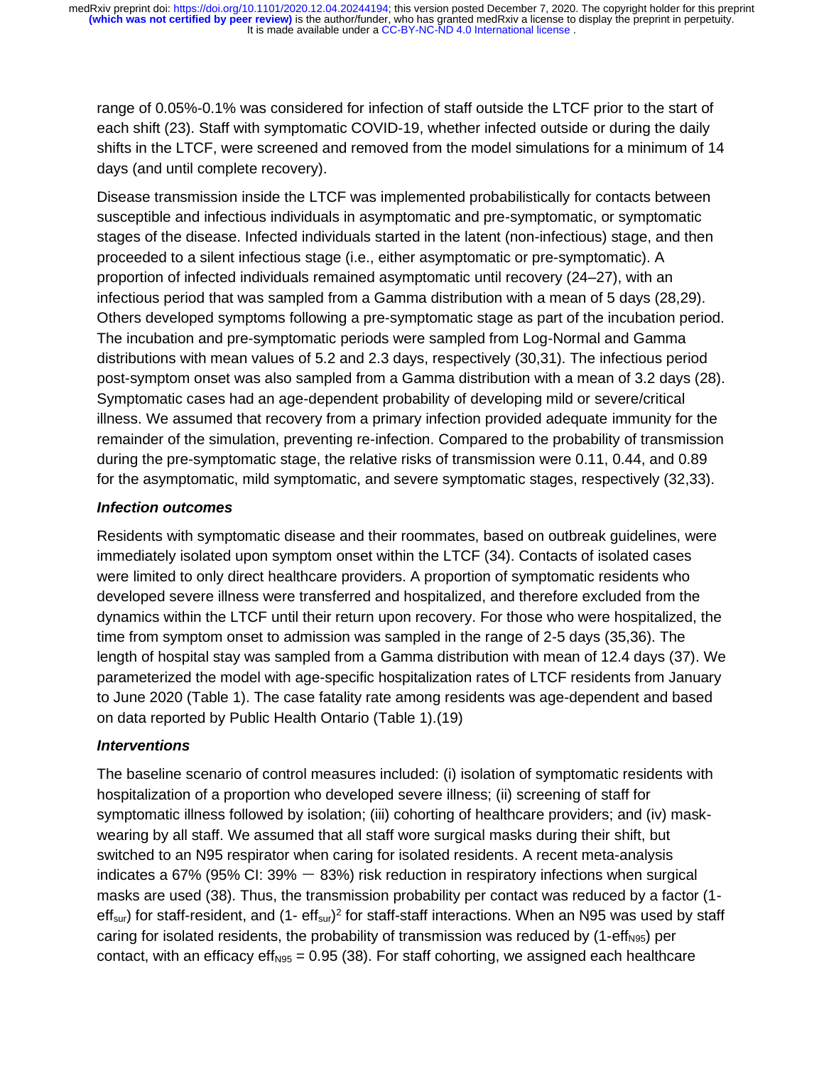range of 0.05%-0.1% was considered for infection of staff outside the LTCF prior to the start of each shift (23). Staff with symptomatic COVID-19, whether infected outside or during the daily shifts in the LTCF, were screened and removed from the model simulations for a minimum of 14 days (and until complete recovery).

Disease transmission inside the LTCF was implemented probabilistically for contacts between susceptible and infectious individuals in asymptomatic and pre-symptomatic, or symptomatic stages of the disease. Infected individuals started in the latent (non-infectious) stage, and then proceeded to a silent infectious stage (i.e., either asymptomatic or pre-symptomatic). A proportion of infected individuals remained asymptomatic until recovery (24–27), with an infectious period that was sampled from a Gamma distribution with a mean of 5 days (28,29). Others developed symptoms following a pre-symptomatic stage as part of the incubation period. The incubation and pre-symptomatic periods were sampled from Log-Normal and Gamma distributions with mean values of 5.2 and 2.3 days, respectively (30,31). The infectious period post-symptom onset was also sampled from a Gamma distribution with a mean of 3.2 days (28). Symptomatic cases had an age-dependent probability of developing mild or severe/critical illness. We assumed that recovery from a primary infection provided adequate immunity for the remainder of the simulation, preventing re-infection. Compared to the probability of transmission during the pre-symptomatic stage, the relative risks of transmission were 0.11, 0.44, and 0.89 for the asymptomatic, mild symptomatic, and severe symptomatic stages, respectively (32,33).

### *Infection outcomes*

Residents with symptomatic disease and their roommates, based on outbreak guidelines, were immediately isolated upon symptom onset within the LTCF (34). Contacts of isolated cases were limited to only direct healthcare providers. A proportion of symptomatic residents who developed severe illness were transferred and hospitalized, and therefore excluded from the dynamics within the LTCF until their return upon recovery. For those who were hospitalized, the time from symptom onset to admission was sampled in the range of 2-5 days (35,36). The length of hospital stay was sampled from a Gamma distribution with mean of 12.4 days (37). We parameterized the model with age-specific hospitalization rates of LTCF residents from January to June 2020 (Table 1). The case fatality rate among residents was age-dependent and based on data reported by Public Health Ontario (Table 1).(19)

### *Interventions*

The baseline scenario of control measures included: (i) isolation of symptomatic residents with hospitalization of a proportion who developed severe illness; (ii) screening of staff for symptomatic illness followed by isolation; (iii) cohorting of healthcare providers; and (iv) mask-wearing by all staff. We assumed that all staff wore surgical masks during their shift, but switched to an N95 respirator when caring for isolated residents. A recent meta-analysis indicates a 67% (95% CI: 39% – 83%) risk reduction in respiratory infections when surgical masks are used (38). Thus, the transmission probability per contact was reduced by a factor $(1-\text{eff}_{sur})$ for staff-resident, and $(1-\text{eff}_{sur})^2$ for staff-staff interactions. When an N95 was used by staff caring for isolated residents, the probability of transmission was reduced by $(1-\text{eff}_{N95})$ per contact, with an efficacy $\text{eff}_{N95} = 0.95$ (38). For staff cohorting, we assigned each healthcare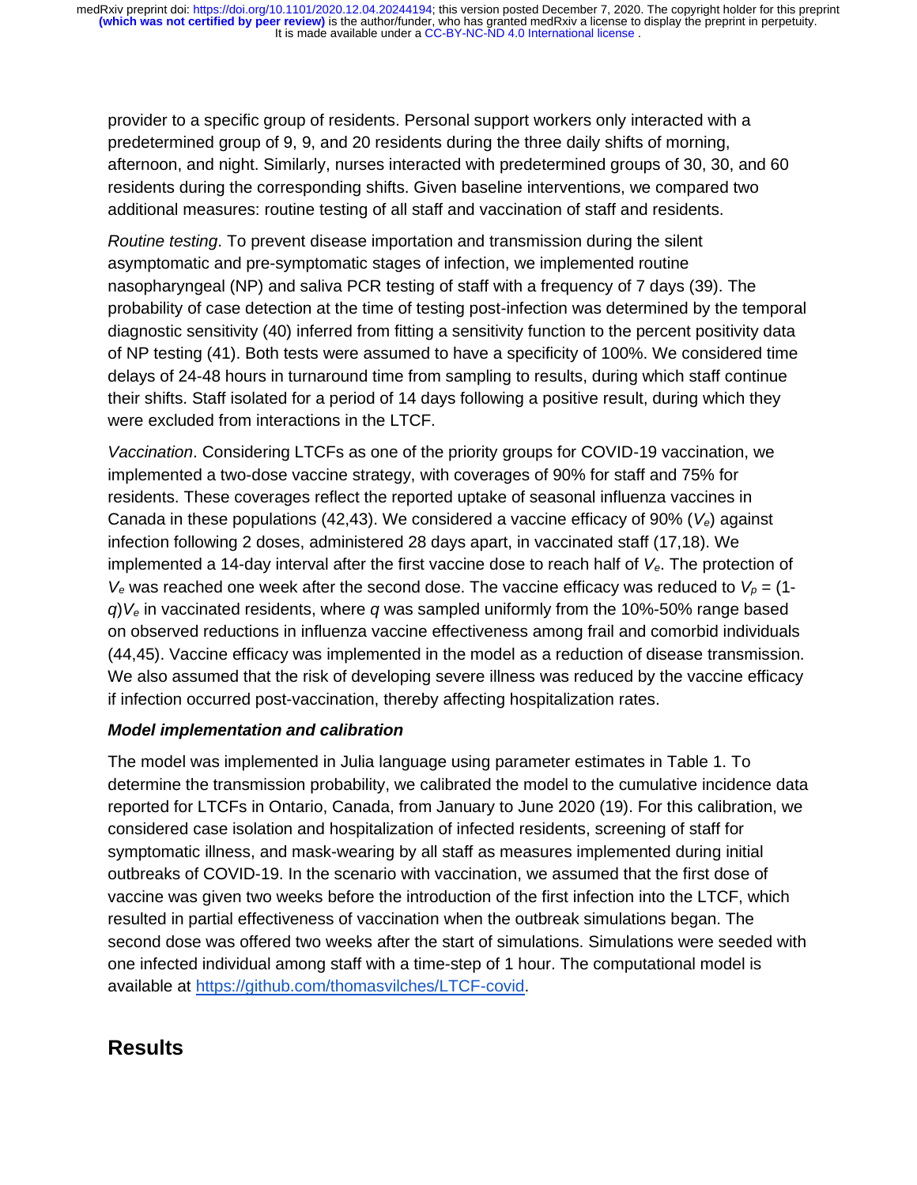provider to a specific group of residents. Personal support workers only interacted with a predetermined group of 9, 9, and 20 residents during the three daily shifts of morning, afternoon, and night. Similarly, nurses interacted with predetermined groups of 30, 30, and 60 residents during the corresponding shifts. Given baseline interventions, we compared two additional measures: routine testing of all staff and vaccination of staff and residents.

*Routine testing*. To prevent disease importation and transmission during the silent asymptomatic and pre-symptomatic stages of infection, we implemented routine nasopharyngeal (NP) and saliva PCR testing of staff with a frequency of 7 days (39). The probability of case detection at the time of testing post-infection was determined by the temporal diagnostic sensitivity (40) inferred from fitting a sensitivity function to the percent positivity data of NP testing (41). Both tests were assumed to have a specificity of 100%. We considered time delays of 24-48 hours in turnaround time from sampling to results, during which staff continue their shifts. Staff isolated for a period of 14 days following a positive result, during which they were excluded from interactions in the LTCF.

*Vaccination*. Considering LTCFs as one of the priority groups for COVID-19 vaccination, we implemented a two-dose vaccine strategy, with coverages of 90% for staff and 75% for residents. These coverages reflect the reported uptake of seasonal influenza vaccines in Canada in these populations (42,43). We considered a vaccine efficacy of 90% ($V_e$) against infection following 2 doses, administered 28 days apart, in vaccinated staff (17,18). We implemented a 14-day interval after the first vaccine dose to reach half of $V_e$. The protection of $V_e$ was reached one week after the second dose. The vaccine efficacy was reduced to $V_p = (1-q)V_e$ in vaccinated residents, where $q$ was sampled uniformly from the 10%-50% range based on observed reductions in influenza vaccine effectiveness among frail and comorbid individuals (44,45). Vaccine efficacy was implemented in the model as a reduction of disease transmission. We also assumed that the risk of developing severe illness was reduced by the vaccine efficacy if infection occurred post-vaccination, thereby affecting hospitalization rates.

### *Model implementation and calibration*

The model was implemented in Julia language using parameter estimates in Table 1. To determine the transmission probability, we calibrated the model to the cumulative incidence data reported for LTCFs in Ontario, Canada, from January to June 2020 (19). For this calibration, we considered case isolation and hospitalization of infected residents, screening of staff for symptomatic illness, and mask-wearing by all staff as measures implemented during initial outbreaks of COVID-19. In the scenario with vaccination, we assumed that the first dose of vaccine was given two weeks before the introduction of the first infection into the LTCF, which resulted in partial effectiveness of vaccination when the outbreak simulations began. The second dose was offered two weeks after the start of simulations. Simulations were seeded with one infected individual among staff with a time-step of 1 hour. The computational model is available at https://github.com/thomasvilches/LTCF-covid.

## Results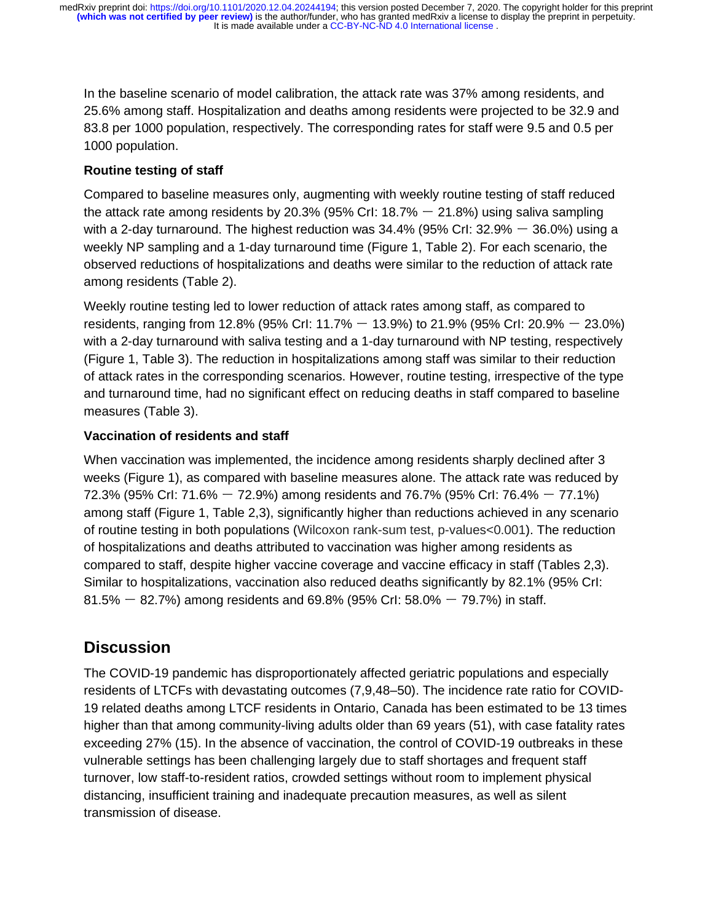In the baseline scenario of model calibration, the attack rate was 37% among residents, and 25.6% among staff. Hospitalization and deaths among residents were projected to be 32.9 and 83.8 per 1000 population, respectively. The corresponding rates for staff were 9.5 and 0.5 per 1000 population.

**Routine testing of staff**

Compared to baseline measures only, augmenting with weekly routine testing of staff reduced the attack rate among residents by 20.3% (95% CrI: 18.7% − 21.8%) using saliva sampling with a 2-day turnaround. The highest reduction was 34.4% (95% CrI: 32.9% − 36.0%) using a weekly NP sampling and a 1-day turnaround time (Figure 1, Table 2). For each scenario, the observed reductions of hospitalizations and deaths were similar to the reduction of attack rate among residents (Table 2).

Weekly routine testing led to lower reduction of attack rates among staff, as compared to residents, ranging from 12.8% (95% CrI: 11.7% − 13.9%) to 21.9% (95% CrI: 20.9% − 23.0%) with a 2-day turnaround with saliva testing and a 1-day turnaround with NP testing, respectively (Figure 1, Table 3). The reduction in hospitalizations among staff was similar to their reduction of attack rates in the corresponding scenarios. However, routine testing, irrespective of the type and turnaround time, had no significant effect on reducing deaths in staff compared to baseline measures (Table 3).

**Vaccination of residents and staff**

When vaccination was implemented, the incidence among residents sharply declined after 3 weeks (Figure 1), as compared with baseline measures alone. The attack rate was reduced by 72.3% (95% CrI: 71.6% − 72.9%) among residents and 76.7% (95% CrI: 76.4% − 77.1%) among staff (Figure 1, Table 2,3), significantly higher than reductions achieved in any scenario of routine testing in both populations (Wilcoxon rank-sum test, p-values<0.001). The reduction of hospitalizations and deaths attributed to vaccination was higher among residents as compared to staff, despite higher vaccine coverage and vaccine efficacy in staff (Tables 2,3). Similar to hospitalizations, vaccination also reduced deaths significantly by 82.1% (95% CrI: 81.5% − 82.7%) among residents and 69.8% (95% CrI: 58.0% − 79.7%) in staff.

## Discussion

The COVID-19 pandemic has disproportionately affected geriatric populations and especially residents of LTCFs with devastating outcomes (7,9,48–50). The incidence rate ratio for COVID-19 related deaths among LTCF residents in Ontario, Canada has been estimated to be 13 times higher than that among community-living adults older than 69 years (51), with case fatality rates exceeding 27% (15). In the absence of vaccination, the control of COVID-19 outbreaks in these vulnerable settings has been challenging largely due to staff shortages and frequent staff turnover, low staff-to-resident ratios, crowded settings without room to implement physical distancing, insufficient training and inadequate precaution measures, as well as silent transmission of disease.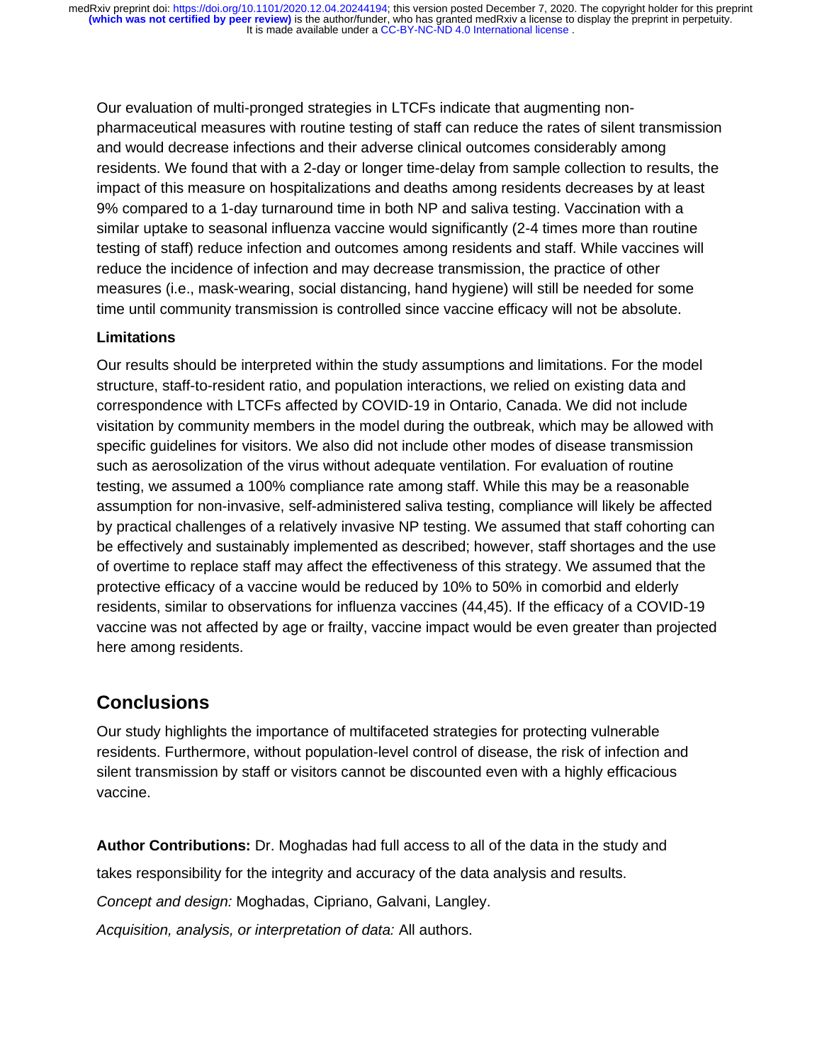Our evaluation of multi-pronged strategies in LTCFs indicate that augmenting non-pharmaceutical measures with routine testing of staff can reduce the rates of silent transmission and would decrease infections and their adverse clinical outcomes considerably among residents. We found that with a 2-day or longer time-delay from sample collection to results, the impact of this measure on hospitalizations and deaths among residents decreases by at least 9% compared to a 1-day turnaround time in both NP and saliva testing. Vaccination with a similar uptake to seasonal influenza vaccine would significantly (2-4 times more than routine testing of staff) reduce infection and outcomes among residents and staff. While vaccines will reduce the incidence of infection and may decrease transmission, the practice of other measures (i.e., mask-wearing, social distancing, hand hygiene) will still be needed for some time until community transmission is controlled since vaccine efficacy will not be absolute.

### Limitations

Our results should be interpreted within the study assumptions and limitations. For the model structure, staff-to-resident ratio, and population interactions, we relied on existing data and correspondence with LTCFs affected by COVID-19 in Ontario, Canada. We did not include visitation by community members in the model during the outbreak, which may be allowed with specific guidelines for visitors. We also did not include other modes of disease transmission such as aerosolization of the virus without adequate ventilation. For evaluation of routine testing, we assumed a 100% compliance rate among staff. While this may be a reasonable assumption for non-invasive, self-administered saliva testing, compliance will likely be affected by practical challenges of a relatively invasive NP testing. We assumed that staff cohorting can be effectively and sustainably implemented as described; however, staff shortages and the use of overtime to replace staff may affect the effectiveness of this strategy. We assumed that the protective efficacy of a vaccine would be reduced by 10% to 50% in comorbid and elderly residents, similar to observations for influenza vaccines (44,45). If the efficacy of a COVID-19 vaccine was not affected by age or frailty, vaccine impact would be even greater than projected here among residents.

## Conclusions

Our study highlights the importance of multifaceted strategies for protecting vulnerable residents. Furthermore, without population-level control of disease, the risk of infection and silent transmission by staff or visitors cannot be discounted even with a highly efficacious vaccine.

**Author Contributions:** Dr. Moghadas had full access to all of the data in the study and takes responsibility for the integrity and accuracy of the data analysis and results.

*Concept and design:* Moghadas, Cipriano, Galvani, Langley.

*Acquisition, analysis, or interpretation of data:* All authors.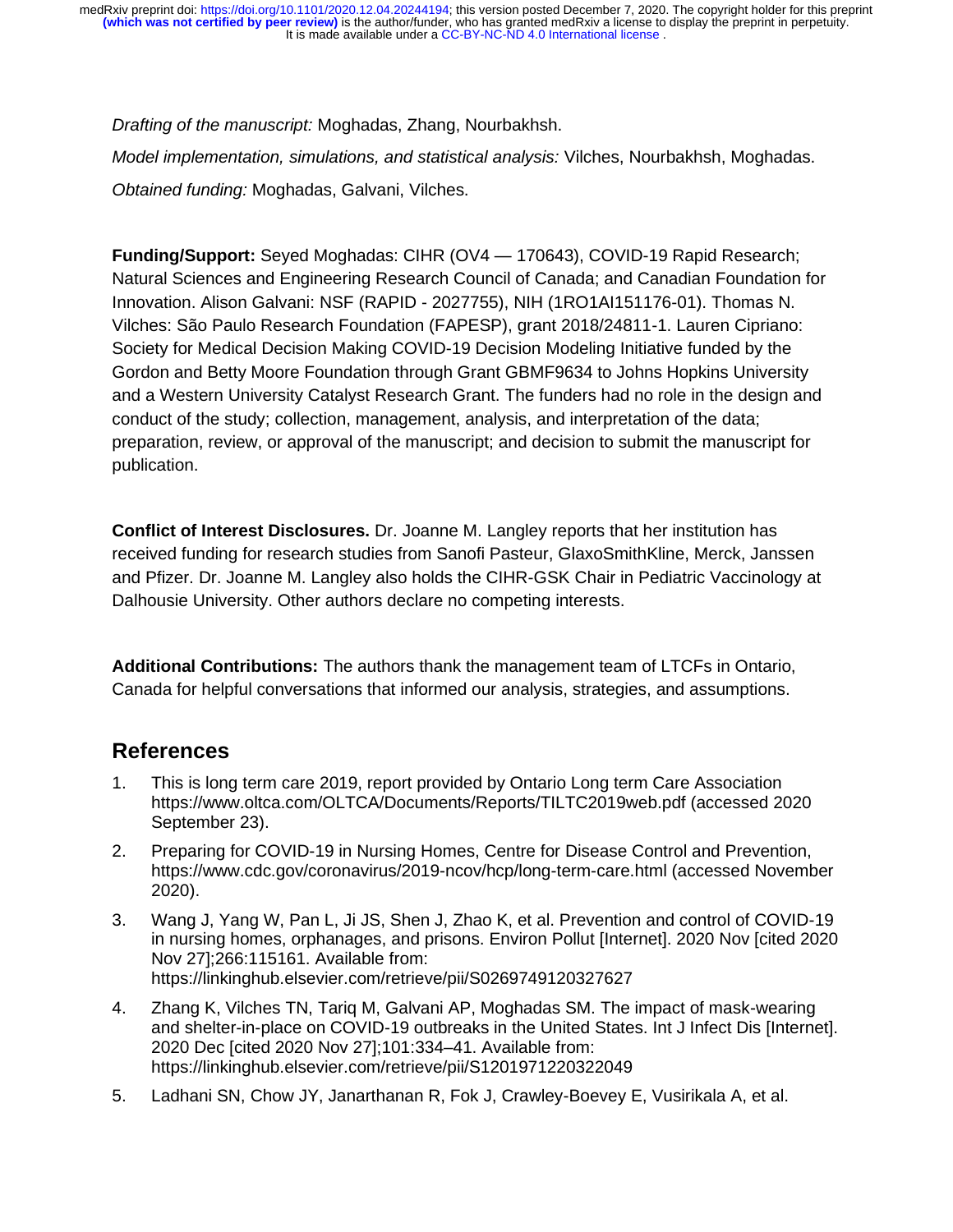*Drafting of the manuscript:* Moghadas, Zhang, Nourbakhsh.

*Model implementation, simulations, and statistical analysis:* Vilches, Nourbakhsh, Moghadas.

*Obtained funding:* Moghadas, Galvani, Vilches.

**Funding/Support:** Seyed Moghadas: CIHR (OV4 — 170643), COVID-19 Rapid Research; Natural Sciences and Engineering Research Council of Canada; and Canadian Foundation for Innovation. Alison Galvani: NSF (RAPID - 2027755), NIH (1RO1AI151176-01). Thomas N. Vilches: São Paulo Research Foundation (FAPESP), grant 2018/24811-1. Lauren Cipriano: Society for Medical Decision Making COVID-19 Decision Modeling Initiative funded by the Gordon and Betty Moore Foundation through Grant GBMF9634 to Johns Hopkins University and a Western University Catalyst Research Grant. The funders had no role in the design and conduct of the study; collection, management, analysis, and interpretation of the data; preparation, review, or approval of the manuscript; and decision to submit the manuscript for publication.

**Conflict of Interest Disclosures.** Dr. Joanne M. Langley reports that her institution has received funding for research studies from Sanofi Pasteur, GlaxoSmithKline, Merck, Janssen and Pfizer. Dr. Joanne M. Langley also holds the CIHR-GSK Chair in Pediatric Vaccinology at Dalhousie University. Other authors declare no competing interests.

**Additional Contributions:** The authors thank the management team of LTCFs in Ontario, Canada for helpful conversations that informed our analysis, strategies, and assumptions.

## References

1. This is long term care 2019, report provided by Ontario Long term Care Association https://www.oltca.com/OLTCA/Documents/Reports/TILTC2019web.pdf (accessed 2020 September 23).
2. Preparing for COVID-19 in Nursing Homes, Centre for Disease Control and Prevention, https://www.cdc.gov/coronavirus/2019-ncov/hcp/long-term-care.html (accessed November 2020).
3. Wang J, Yang W, Pan L, Ji JS, Shen J, Zhao K, et al. Prevention and control of COVID-19 in nursing homes, orphanages, and prisons. Environ Pollut [Internet]. 2020 Nov [cited 2020 Nov 27];266:115161. Available from: https://linkinghub.elsevier.com/retrieve/pii/S0269749120327627
4. Zhang K, Vilches TN, Tariq M, Galvani AP, Moghadas SM. The impact of mask-wearing and shelter-in-place on COVID-19 outbreaks in the United States. Int J Infect Dis [Internet]. 2020 Dec [cited 2020 Nov 27];101:334–41. Available from: https://linkinghub.elsevier.com/retrieve/pii/S1201971220322049
5. Ladhani SN, Chow JY, Janarthanan R, Fok J, Crawley-Boevey E, Vusirikala A, et al.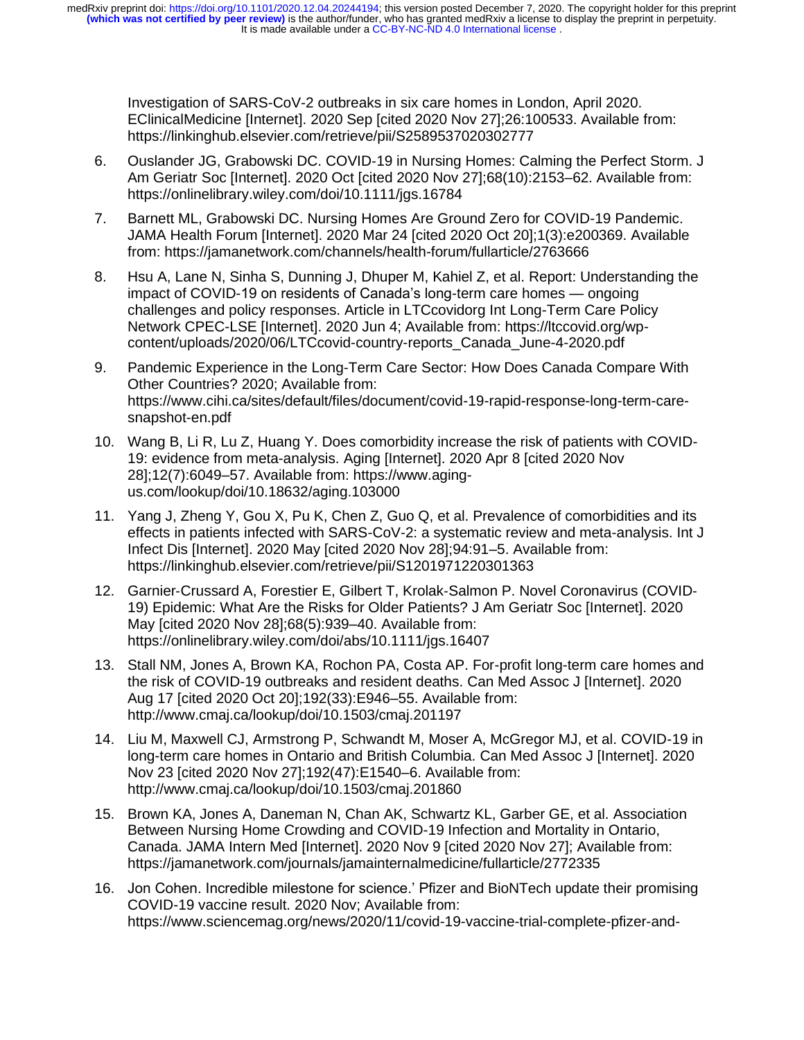Investigation of SARS-CoV-2 outbreaks in six care homes in London, April 2020. EClinicalMedicine [Internet]. 2020 Sep [cited 2020 Nov 27];26:100533. Available from: https://linkinghub.elsevier.com/retrieve/pii/S2589537020302777

6. Ouslander JG, Grabowski DC. COVID-19 in Nursing Homes: Calming the Perfect Storm. J Am Geriatr Soc [Internet]. 2020 Oct [cited 2020 Nov 27];68(10):2153–62. Available from: https://onlinelibrary.wiley.com/doi/10.1111/jgs.16784

7. Barnett ML, Grabowski DC. Nursing Homes Are Ground Zero for COVID-19 Pandemic. JAMA Health Forum [Internet]. 2020 Mar 24 [cited 2020 Oct 20];1(3):e200369. Available from: https://jamanetwork.com/channels/health-forum/fullarticle/2763666

8. Hsu A, Lane N, Sinha S, Dunning J, Dhuper M, Kahiel Z, et al. Report: Understanding the impact of COVID-19 on residents of Canada's long-term care homes — ongoing challenges and policy responses. Article in LTCcovidorg Int Long-Term Care Policy Network CPEC-LSE [Internet]. 2020 Jun 4; Available from: https://ltccovid.org/wp-content/uploads/2020/06/LTCcovid-country-reports_Canada_June-4-2020.pdf

9. Pandemic Experience in the Long-Term Care Sector: How Does Canada Compare With Other Countries? 2020; Available from: https://www.cihi.ca/sites/default/files/document/covid-19-rapid-response-long-term-care-snapshot-en.pdf

10. Wang B, Li R, Lu Z, Huang Y. Does comorbidity increase the risk of patients with COVID-19: evidence from meta-analysis. Aging [Internet]. 2020 Apr 8 [cited 2020 Nov 28];12(7):6049–57. Available from: https://www.aging-us.com/lookup/doi/10.18632/aging.103000

11. Yang J, Zheng Y, Gou X, Pu K, Chen Z, Guo Q, et al. Prevalence of comorbidities and its effects in patients infected with SARS-CoV-2: a systematic review and meta-analysis. Int J Infect Dis [Internet]. 2020 May [cited 2020 Nov 28];94:91–5. Available from: https://linkinghub.elsevier.com/retrieve/pii/S1201971220301363

12. Garnier-Crussard A, Forestier E, Gilbert T, Krolak-Salmon P. Novel Coronavirus (COVID-19) Epidemic: What Are the Risks for Older Patients? J Am Geriatr Soc [Internet]. 2020 May [cited 2020 Nov 28];68(5):939–40. Available from: https://onlinelibrary.wiley.com/doi/abs/10.1111/jgs.16407

13. Stall NM, Jones A, Brown KA, Rochon PA, Costa AP. For-profit long-term care homes and the risk of COVID-19 outbreaks and resident deaths. Can Med Assoc J [Internet]. 2020 Aug 17 [cited 2020 Oct 20];192(33):E946–55. Available from: http://www.cmaj.ca/lookup/doi/10.1503/cmaj.201197

14. Liu M, Maxwell CJ, Armstrong P, Schwandt M, Moser A, McGregor MJ, et al. COVID-19 in long-term care homes in Ontario and British Columbia. Can Med Assoc J [Internet]. 2020 Nov 23 [cited 2020 Nov 27];192(47):E1540–6. Available from: http://www.cmaj.ca/lookup/doi/10.1503/cmaj.201860

15. Brown KA, Jones A, Daneman N, Chan AK, Schwartz KL, Garber GE, et al. Association Between Nursing Home Crowding and COVID-19 Infection and Mortality in Ontario, Canada. JAMA Intern Med [Internet]. 2020 Nov 9 [cited 2020 Nov 27]; Available from: https://jamanetwork.com/journals/jamainternalmedicine/fullarticle/2772335

16. Jon Cohen. Incredible milestone for science.' Pfizer and BioNTech update their promising COVID-19 vaccine result. 2020 Nov; Available from: https://www.sciencemag.org/news/2020/11/covid-19-vaccine-trial-complete-pfizer-and-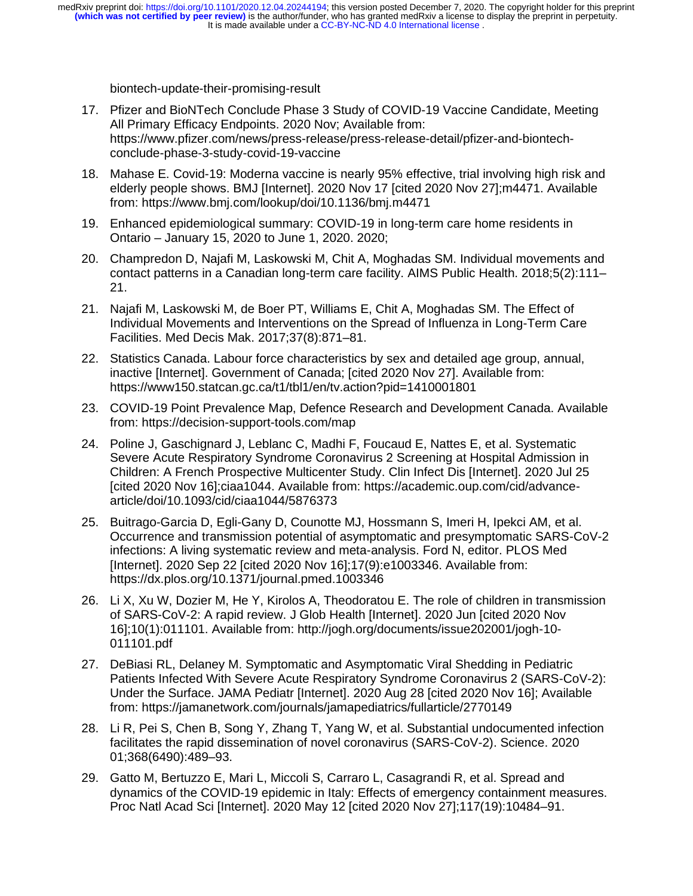biontech-update-their-promising-result

17. Pfizer and BioNTech Conclude Phase 3 Study of COVID-19 Vaccine Candidate, Meeting All Primary Efficacy Endpoints. 2020 Nov; Available from: https://www.pfizer.com/news/press-release/press-release-detail/pfizer-and-biontech-conclude-phase-3-study-covid-19-vaccine
18. Mahase E. Covid-19: Moderna vaccine is nearly 95% effective, trial involving high risk and elderly people shows. BMJ [Internet]. 2020 Nov 17 [cited 2020 Nov 27];m4471. Available from: https://www.bmj.com/lookup/doi/10.1136/bmj.m4471
19. Enhanced epidemiological summary: COVID-19 in long-term care home residents in Ontario – January 15, 2020 to June 1, 2020. 2020;
20. Champredon D, Najafi M, Laskowski M, Chit A, Moghadas SM. Individual movements and contact patterns in a Canadian long-term care facility. AIMS Public Health. 2018;5(2):111–21.
21. Najafi M, Laskowski M, de Boer PT, Williams E, Chit A, Moghadas SM. The Effect of Individual Movements and Interventions on the Spread of Influenza in Long-Term Care Facilities. Med Decis Mak. 2017;37(8):871–81.
22. Statistics Canada. Labour force characteristics by sex and detailed age group, annual, inactive [Internet]. Government of Canada; [cited 2020 Nov 27]. Available from: https://www150.statcan.gc.ca/t1/tbl1/en/tv.action?pid=1410001801
23. COVID-19 Point Prevalence Map, Defence Research and Development Canada. Available from: https://decision-support-tools.com/map
24. Poline J, Gaschignard J, Leblanc C, Madhi F, Foucaud E, Nattes E, et al. Systematic Severe Acute Respiratory Syndrome Coronavirus 2 Screening at Hospital Admission in Children: A French Prospective Multicenter Study. Clin Infect Dis [Internet]. 2020 Jul 25 [cited 2020 Nov 16];ciaa1044. Available from: https://academic.oup.com/cid/advance-article/doi/10.1093/cid/ciaa1044/5876373
25. Buitrago-Garcia D, Egli-Gany D, Counotte MJ, Hossmann S, Imeri H, Ipekci AM, et al. Occurrence and transmission potential of asymptomatic and presymptomatic SARS-CoV-2 infections: A living systematic review and meta-analysis. Ford N, editor. PLOS Med [Internet]. 2020 Sep 22 [cited 2020 Nov 16];17(9):e1003346. Available from: https://dx.plos.org/10.1371/journal.pmed.1003346
26. Li X, Xu W, Dozier M, He Y, Kirolos A, Theodoratou E. The role of children in transmission of SARS-CoV-2: A rapid review. J Glob Health [Internet]. 2020 Jun [cited 2020 Nov 16];10(1):011101. Available from: http://jogh.org/documents/issue202001/jogh-10-011101.pdf
27. DeBiasi RL, Delaney M. Symptomatic and Asymptomatic Viral Shedding in Pediatric Patients Infected With Severe Acute Respiratory Syndrome Coronavirus 2 (SARS-CoV-2): Under the Surface. JAMA Pediatr [Internet]. 2020 Aug 28 [cited 2020 Nov 16]; Available from: https://jamanetwork.com/journals/jamapediatrics/fullarticle/2770149
28. Li R, Pei S, Chen B, Song Y, Zhang T, Yang W, et al. Substantial undocumented infection facilitates the rapid dissemination of novel coronavirus (SARS-CoV-2). Science. 2020 01;368(6490):489–93.
29. Gatto M, Bertuzzo E, Mari L, Miccoli S, Carraro L, Casagrandi R, et al. Spread and dynamics of the COVID-19 epidemic in Italy: Effects of emergency containment measures. Proc Natl Acad Sci [Internet]. 2020 May 12 [cited 2020 Nov 27];117(19):10484–91.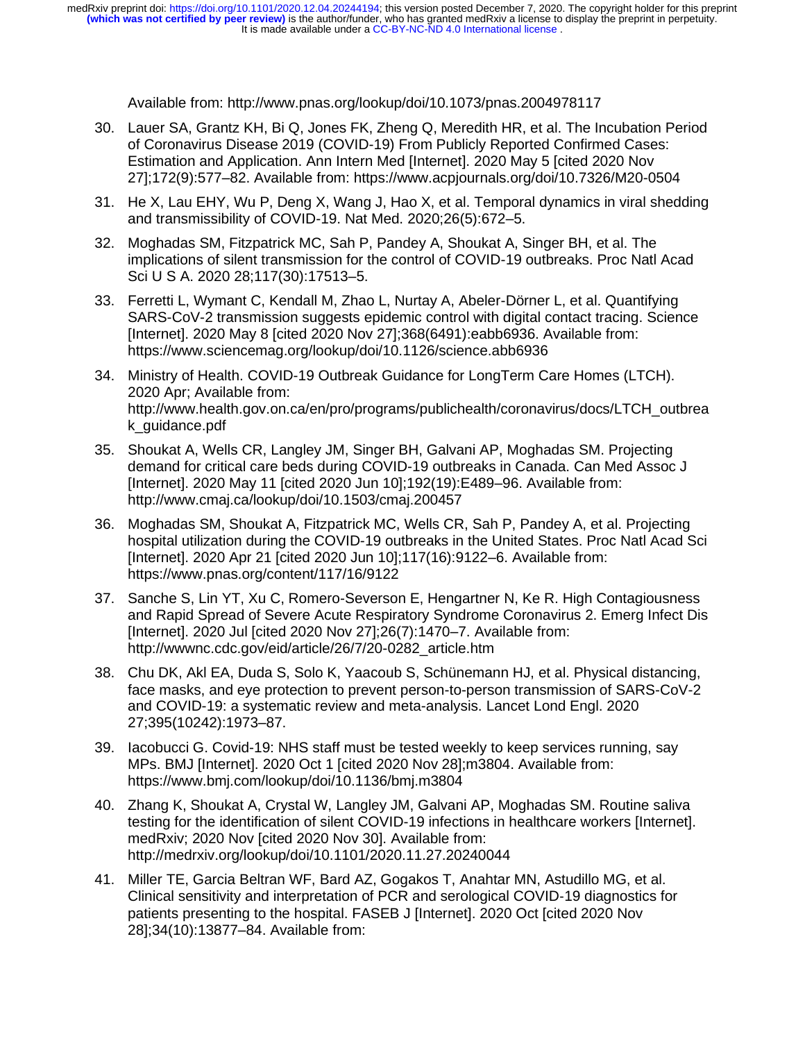Available from: http://www.pnas.org/lookup/doi/10.1073/pnas.2004978117

30. Lauer SA, Grantz KH, Bi Q, Jones FK, Zheng Q, Meredith HR, et al. The Incubation Period of Coronavirus Disease 2019 (COVID-19) From Publicly Reported Confirmed Cases: Estimation and Application. Ann Intern Med [Internet]. 2020 May 5 [cited 2020 Nov 27];172(9):577–82. Available from: https://www.acpjournals.org/doi/10.7326/M20-0504
31. He X, Lau EHY, Wu P, Deng X, Wang J, Hao X, et al. Temporal dynamics in viral shedding and transmissibility of COVID-19. Nat Med. 2020;26(5):672–5.
32. Moghadas SM, Fitzpatrick MC, Sah P, Pandey A, Shoukat A, Singer BH, et al. The implications of silent transmission for the control of COVID-19 outbreaks. Proc Natl Acad Sci U S A. 2020 28;117(30):17513–5.
33. Ferretti L, Wymant C, Kendall M, Zhao L, Nurtay A, Abeler-Dörner L, et al. Quantifying SARS-CoV-2 transmission suggests epidemic control with digital contact tracing. Science [Internet]. 2020 May 8 [cited 2020 Nov 27];368(6491):eabb6936. Available from: https://www.sciencemag.org/lookup/doi/10.1126/science.abb6936
34. Ministry of Health. COVID-19 Outbreak Guidance for LongTerm Care Homes (LTCH). 2020 Apr; Available from: http://www.health.gov.on.ca/en/pro/programs/publichealth/coronavirus/docs/LTCH_outbreak_guidance.pdf
35. Shoukat A, Wells CR, Langley JM, Singer BH, Galvani AP, Moghadas SM. Projecting demand for critical care beds during COVID-19 outbreaks in Canada. Can Med Assoc J [Internet]. 2020 May 11 [cited 2020 Jun 10];192(19):E489–96. Available from: http://www.cmaj.ca/lookup/doi/10.1503/cmaj.200457
36. Moghadas SM, Shoukat A, Fitzpatrick MC, Wells CR, Sah P, Pandey A, et al. Projecting hospital utilization during the COVID-19 outbreaks in the United States. Proc Natl Acad Sci [Internet]. 2020 Apr 21 [cited 2020 Jun 10];117(16):9122–6. Available from: https://www.pnas.org/content/117/16/9122
37. Sanche S, Lin YT, Xu C, Romero-Severson E, Hengartner N, Ke R. High Contagiousness and Rapid Spread of Severe Acute Respiratory Syndrome Coronavirus 2. Emerg Infect Dis [Internet]. 2020 Jul [cited 2020 Nov 27];26(7):1470–7. Available from: http://wwwnc.cdc.gov/eid/article/26/7/20-0282_article.htm
38. Chu DK, Akl EA, Duda S, Solo K, Yaacoub S, Schünemann HJ, et al. Physical distancing, face masks, and eye protection to prevent person-to-person transmission of SARS-CoV-2 and COVID-19: a systematic review and meta-analysis. Lancet Lond Engl. 2020 27;395(10242):1973–87.
39. Iacobucci G. Covid-19: NHS staff must be tested weekly to keep services running, say MPs. BMJ [Internet]. 2020 Oct 1 [cited 2020 Nov 28];m3804. Available from: https://www.bmj.com/lookup/doi/10.1136/bmj.m3804
40. Zhang K, Shoukat A, Crystal W, Langley JM, Galvani AP, Moghadas SM. Routine saliva testing for the identification of silent COVID-19 infections in healthcare workers [Internet]. medRxiv; 2020 Nov [cited 2020 Nov 30]. Available from: http://medrxiv.org/lookup/doi/10.1101/2020.11.27.20240044
41. Miller TE, Garcia Beltran WF, Bard AZ, Gogakos T, Anahtar MN, Astudillo MG, et al. Clinical sensitivity and interpretation of PCR and serological COVID-19 diagnostics for patients presenting to the hospital. FASEB J [Internet]. 2020 Oct [cited 2020 Nov 28];34(10):13877–84. Available from: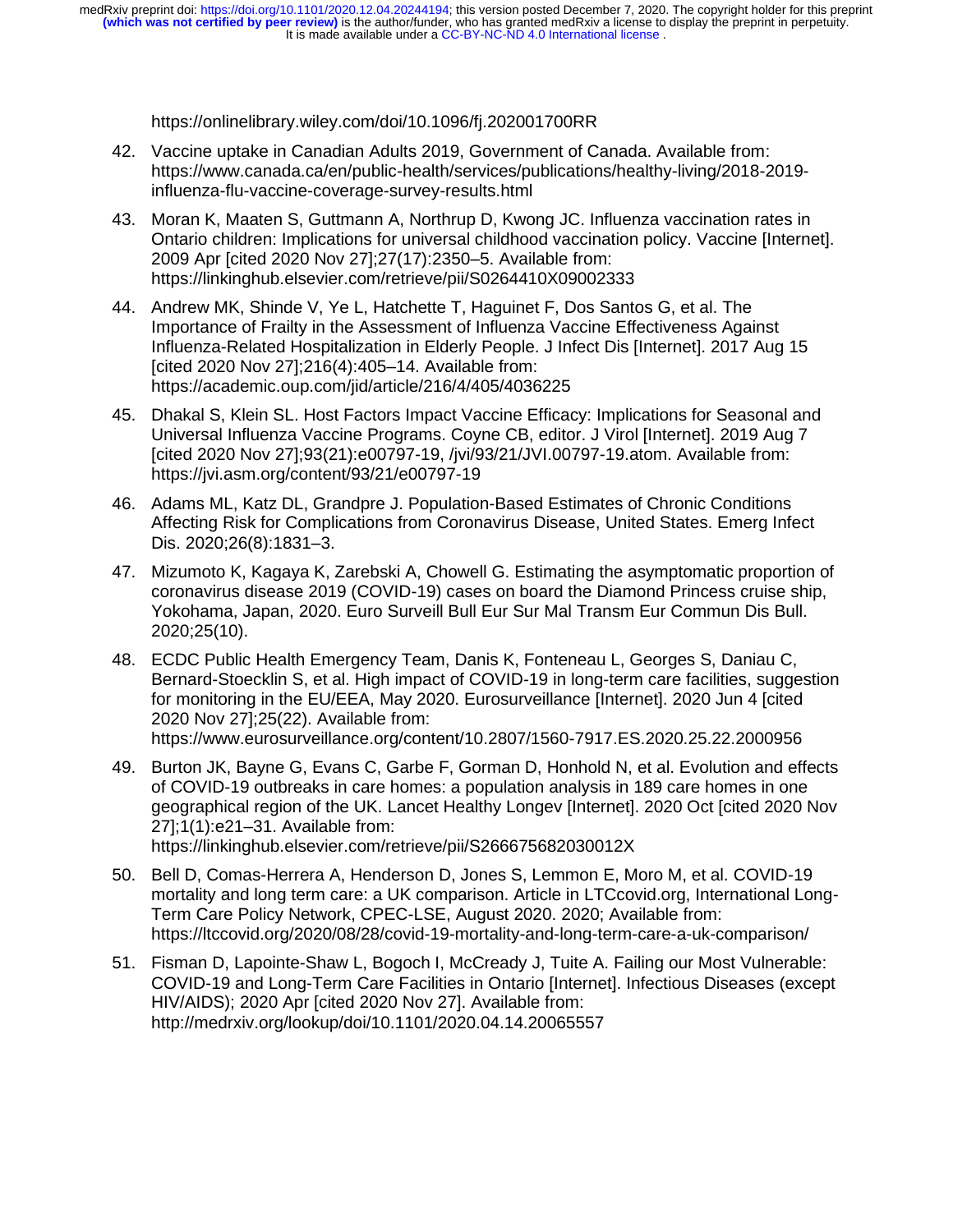https://onlinelibrary.wiley.com/doi/10.1096/fj.202001700RR

42. Vaccine uptake in Canadian Adults 2019, Government of Canada. Available from: https://www.canada.ca/en/public-health/services/publications/healthy-living/2018-2019-influenza-flu-vaccine-coverage-survey-results.html

43. Moran K, Maaten S, Guttmann A, Northrup D, Kwong JC. Influenza vaccination rates in Ontario children: Implications for universal childhood vaccination policy. Vaccine [Internet]. 2009 Apr [cited 2020 Nov 27];27(17):2350–5. Available from: https://linkinghub.elsevier.com/retrieve/pii/S0264410X09002333

44. Andrew MK, Shinde V, Ye L, Hatchette T, Haguinet F, Dos Santos G, et al. The Importance of Frailty in the Assessment of Influenza Vaccine Effectiveness Against Influenza-Related Hospitalization in Elderly People. J Infect Dis [Internet]. 2017 Aug 15 [cited 2020 Nov 27];216(4):405–14. Available from: https://academic.oup.com/jid/article/216/4/405/4036225

45. Dhakal S, Klein SL. Host Factors Impact Vaccine Efficacy: Implications for Seasonal and Universal Influenza Vaccine Programs. Coyne CB, editor. J Virol [Internet]. 2019 Aug 7 [cited 2020 Nov 27];93(21):e00797-19, /jvi/93/21/JVI.00797-19.atom. Available from: https://jvi.asm.org/content/93/21/e00797-19

46. Adams ML, Katz DL, Grandpre J. Population-Based Estimates of Chronic Conditions Affecting Risk for Complications from Coronavirus Disease, United States. Emerg Infect Dis. 2020;26(8):1831–3.

47. Mizumoto K, Kagaya K, Zarebski A, Chowell G. Estimating the asymptomatic proportion of coronavirus disease 2019 (COVID-19) cases on board the Diamond Princess cruise ship, Yokohama, Japan, 2020. Euro Surveill Bull Eur Sur Mal Transm Eur Commun Dis Bull. 2020;25(10).

48. ECDC Public Health Emergency Team, Danis K, Fonteneau L, Georges S, Daniau C, Bernard-Stoecklin S, et al. High impact of COVID-19 in long-term care facilities, suggestion for monitoring in the EU/EEA, May 2020. Eurosurveillance [Internet]. 2020 Jun 4 [cited 2020 Nov 27];25(22). Available from: https://www.eurosurveillance.org/content/10.2807/1560-7917.ES.2020.25.22.2000956

49. Burton JK, Bayne G, Evans C, Garbe F, Gorman D, Honhold N, et al. Evolution and effects of COVID-19 outbreaks in care homes: a population analysis in 189 care homes in one geographical region of the UK. Lancet Healthy Longev [Internet]. 2020 Oct [cited 2020 Nov 27];1(1):e21–31. Available from: https://linkinghub.elsevier.com/retrieve/pii/S266675682030012X

50. Bell D, Comas-Herrera A, Henderson D, Jones S, Lemmon E, Moro M, et al. COVID-19 mortality and long term care: a UK comparison. Article in LTCcovid.org, International Long-Term Care Policy Network, CPEC-LSE, August 2020. 2020; Available from: https://ltccovid.org/2020/08/28/covid-19-mortality-and-long-term-care-a-uk-comparison/

51. Fisman D, Lapointe-Shaw L, Bogoch I, McCready J, Tuite A. Failing our Most Vulnerable: COVID-19 and Long-Term Care Facilities in Ontario [Internet]. Infectious Diseases (except HIV/AIDS); 2020 Apr [cited 2020 Nov 27]. Available from: http://medrxiv.org/lookup/doi/10.1101/2020.04.14.20065557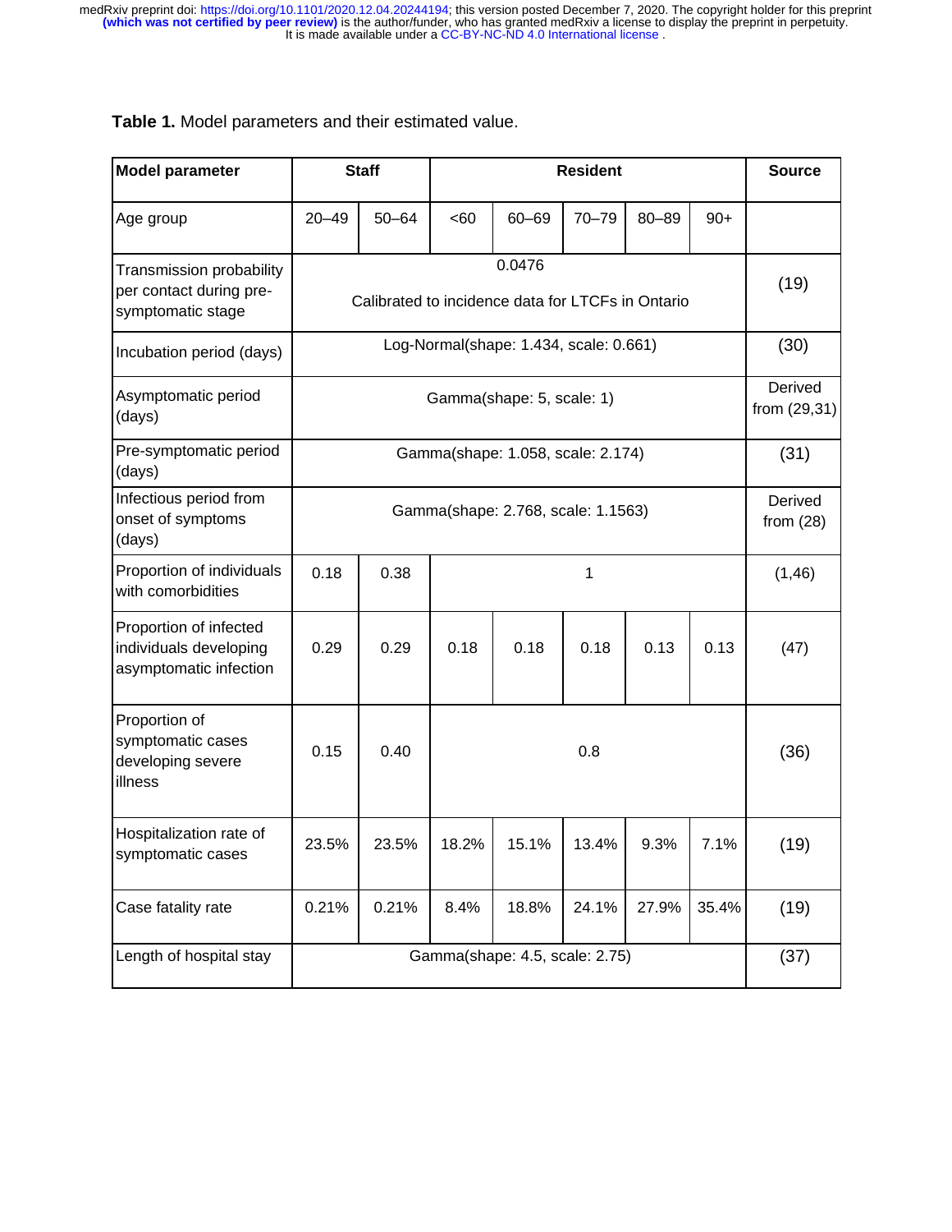**Table 1.** Model parameters and their estimated value.

| Model parameter | Staff | | Resident | | | | | Source |
|---|---|---|---|---|---|---|---|---|
| Age group | 20–49 | 50–64 | <60 | 60–69 | 70–79 | 80–89 | 90+ | |
| Transmission probability per contact during pre-symptomatic stage | 0.0476<br>Calibrated to incidence data for LTCFs in Ontario | | | | | | | (19) |
| Incubation period (days) | Log-Normal(shape: 1.434, scale: 0.661) | | | | | | | (30) |
| Asymptomatic period (days) | Gamma(shape: 5, scale: 1) | | | | | | | Derived from (29,31) |
| Pre-symptomatic period (days) | Gamma(shape: 1.058, scale: 2.174) | | | | | | | (31) |
| Infectious period from onset of symptoms (days) | Gamma(shape: 2.768, scale: 1.1563) | | | | | | | Derived from (28) |
| Proportion of individuals with comorbidities | 0.18 | 0.38 | 1 | | | | | (1,46) |
| Proportion of infected individuals developing asymptomatic infection | 0.29 | 0.29 | 0.18 | 0.18 | 0.18 | 0.13 | 0.13 | (47) |
| Proportion of symptomatic cases developing severe illness | 0.15 | 0.40 | 0.8 | | | | | (36) |
| Hospitalization rate of symptomatic cases | 23.5% | 23.5% | 18.2% | 15.1% | 13.4% | 9.3% | 7.1% | (19) |
| Case fatality rate | 0.21% | 0.21% | 8.4% | 18.8% | 24.1% | 27.9% | 35.4% | (19) |
| Length of hospital stay | Gamma(shape: 4.5, scale: 2.75) | | | | | | | (37) |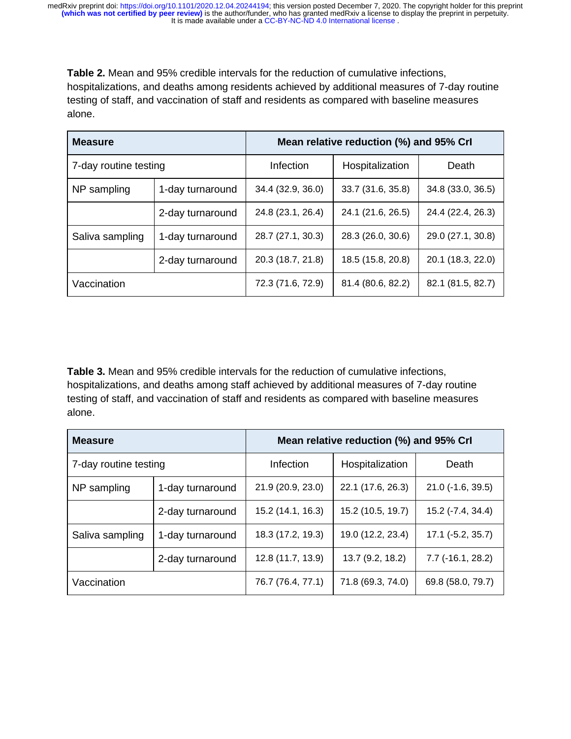**Table 2.** Mean and 95% credible intervals for the reduction of cumulative infections, hospitalizations, and deaths among residents achieved by additional measures of 7-day routine testing of staff, and vaccination of staff and residents as compared with baseline measures alone.

| Measure | | Mean relative reduction (%) and 95% CrI | | |
|---|---|---|---|---|
| 7-day routine testing | | Infection | Hospitalization | Death |
| NP sampling | 1-day turnaround | 34.4 (32.9, 36.0) | 33.7 (31.6, 35.8) | 34.8 (33.0, 36.5) |
| | 2-day turnaround | 24.8 (23.1, 26.4) | 24.1 (21.6, 26.5) | 24.4 (22.4, 26.3) |
| Saliva sampling | 1-day turnaround | 28.7 (27.1, 30.3) | 28.3 (26.0, 30.6) | 29.0 (27.1, 30.8) |
| | 2-day turnaround | 20.3 (18.7, 21.8) | 18.5 (15.8, 20.8) | 20.1 (18.3, 22.0) |
| Vaccination | | 72.3 (71.6, 72.9) | 81.4 (80.6, 82.2) | 82.1 (81.5, 82.7) |

**Table 3.** Mean and 95% credible intervals for the reduction of cumulative infections, hospitalizations, and deaths among staff achieved by additional measures of 7-day routine testing of staff, and vaccination of staff and residents as compared with baseline measures alone.

| Measure | | Mean relative reduction (%) and 95% CrI | | |
|---|---|---|---|---|
| 7-day routine testing | | Infection | Hospitalization | Death |
| NP sampling | 1-day turnaround | 21.9 (20.9, 23.0) | 22.1 (17.6, 26.3) | 21.0 (-1.6, 39.5) |
| | 2-day turnaround | 15.2 (14.1, 16.3) | 15.2 (10.5, 19.7) | 15.2 (-7.4, 34.4) |
| Saliva sampling | 1-day turnaround | 18.3 (17.2, 19.3) | 19.0 (12.2, 23.4) | 17.1 (-5.2, 35.7) |
| | 2-day turnaround | 12.8 (11.7, 13.9) | 13.7 (9.2, 18.2) | 7.7 (-16.1, 28.2) |
| Vaccination | | 76.7 (76.4, 77.1) | 71.8 (69.3, 74.0) | 69.8 (58.0, 79.7) |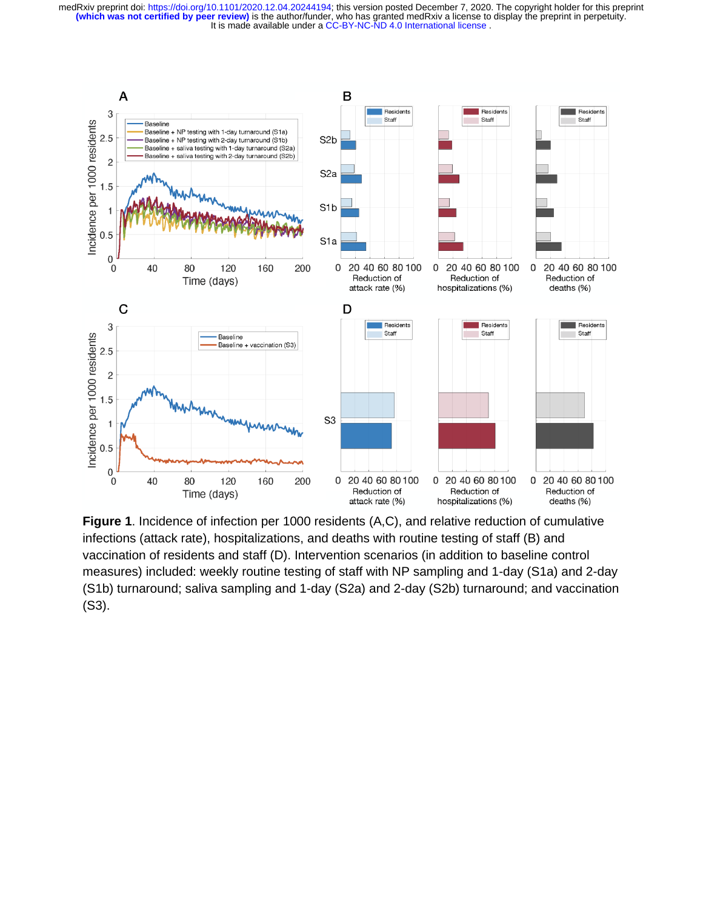A

Incidence per 1000 residents

Baseline
Baseline + NP testing with 1-day turnaround (S1a)
Baseline + NP testing with 2-day turnaround (S1b)
Baseline + saliva testing with 1-day turnaround (S2a)
Baseline + saliva testing with 2-day turnaround (S2b)

Time (days)

B

Residents
Staff

S2b
S2a
S1b
S1a

Reduction of attack rate (%)
Reduction of hospitalizations (%)
Reduction of deaths (%)

C

Incidence per 1000 residents

Baseline
Baseline + vaccination (S3)

Time (days)

D

Residents
Staff

S3

Reduction of attack rate (%)
Reduction of hospitalizations (%)
Reduction of deaths (%)

**Figure 1**. Incidence of infection per 1000 residents (A,C), and relative reduction of cumulative infections (attack rate), hospitalizations, and deaths with routine testing of staff (B) and vaccination of residents and staff (D). Intervention scenarios (in addition to baseline control measures) included: weekly routine testing of staff with NP sampling and 1-day (S1a) and 2-day (S1b) turnaround; saliva sampling and 1-day (S2a) and 2-day (S2b) turnaround; and vaccination (S3).